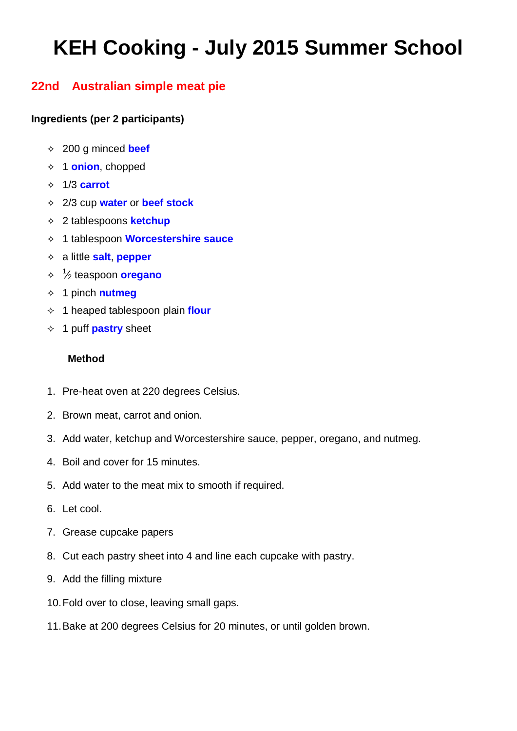# KEH Cooking - July 2015 Summer School

## 22nd Australian simple meat pie

**Ingredients (per 2 participants)**

- 200 g minced **beef**
- 1 **onion**, chopped
- 1/3 **carrot**
- 2/3 cup **water** or **beef stock**
- 2 tablespoons **ketchup**
- 1 tablespoon **Worcestershire sauce**
- a little **salt**, **pepper**
- ½ teaspoon **oregano**
- 1 pinch **nutmeg**
- 1 heaped tablespoon plain **flour**
- 1 puff **pastry** sheet

**Method**

1. Pre-heat oven at 220 degrees Celsius.
2. Brown meat, carrot and onion.
3. Add water, ketchup and Worcestershire sauce, pepper, oregano, and nutmeg.
4. Boil and cover for 15 minutes.
5. Add water to the meat mix to smooth if required.
6. Let cool.
7. Grease cupcake papers
8. Cut each pastry sheet into 4 and line each cupcake with pastry.
9. Add the filling mixture
10. Fold over to close, leaving small gaps.
11. Bake at 200 degrees Celsius for 20 minutes, or until golden brown.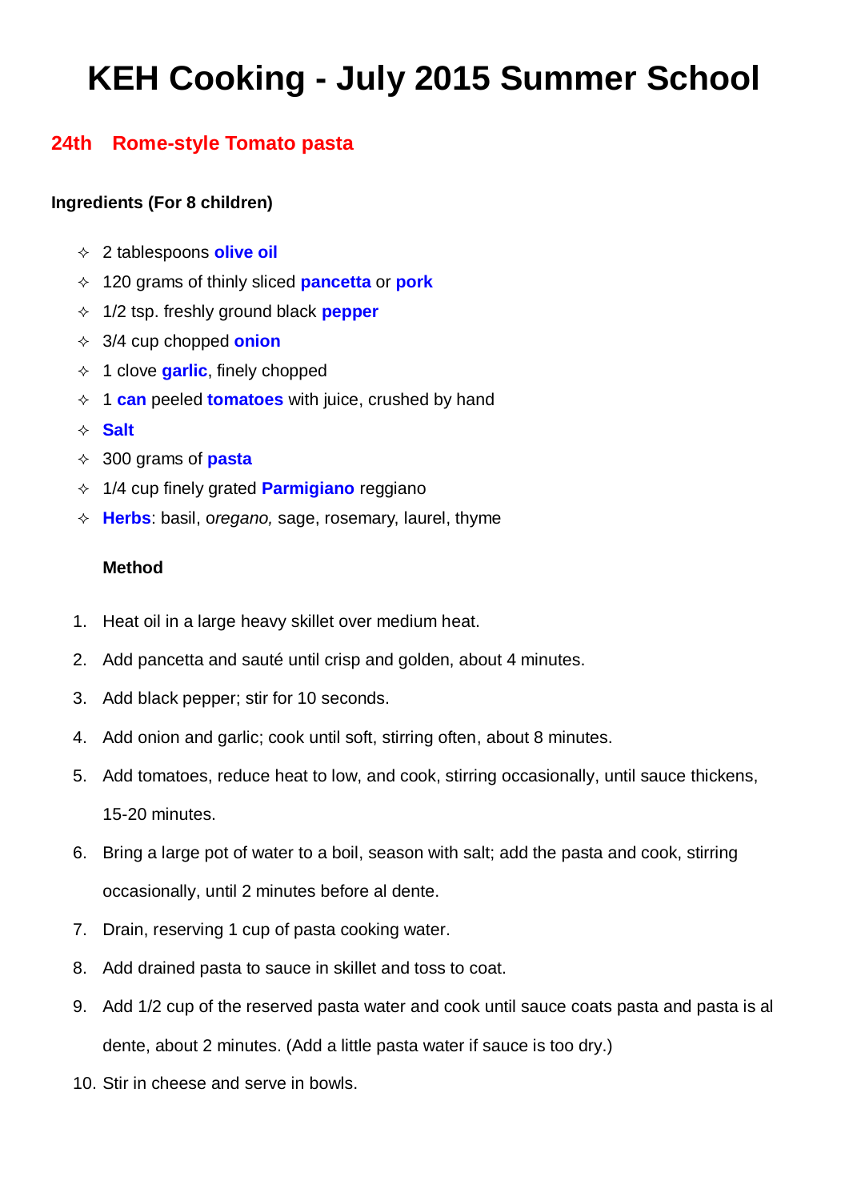# KEH Cooking - July 2015 Summer School

## 24th Rome-style Tomato pasta

**Ingredients (For 8 children)**

- 2 tablespoons **olive oil**
- 120 grams of thinly sliced **pancetta** or **pork**
- 1/2 tsp. freshly ground black **pepper**
- 3/4 cup chopped **onion**
- 1 clove **garlic**, finely chopped
- 1 **can** peeled **tomatoes** with juice, crushed by hand
- **Salt**
- 300 grams of **pasta**
- 1/4 cup finely grated **Parmigiano** reggiano
- **Herbs**: basil, o*regano,* sage, rosemary, laurel, thyme

**Method**

1. Heat oil in a large heavy skillet over medium heat.
2. Add pancetta and sauté until crisp and golden, about 4 minutes.
3. Add black pepper; stir for 10 seconds.
4. Add onion and garlic; cook until soft, stirring often, about 8 minutes.
5. Add tomatoes, reduce heat to low, and cook, stirring occasionally, until sauce thickens, 15-20 minutes.
6. Bring a large pot of water to a boil, season with salt; add the pasta and cook, stirring occasionally, until 2 minutes before al dente.
7. Drain, reserving 1 cup of pasta cooking water.
8. Add drained pasta to sauce in skillet and toss to coat.
9. Add 1/2 cup of the reserved pasta water and cook until sauce coats pasta and pasta is al dente, about 2 minutes. (Add a little pasta water if sauce is too dry.)
10. Stir in cheese and serve in bowls.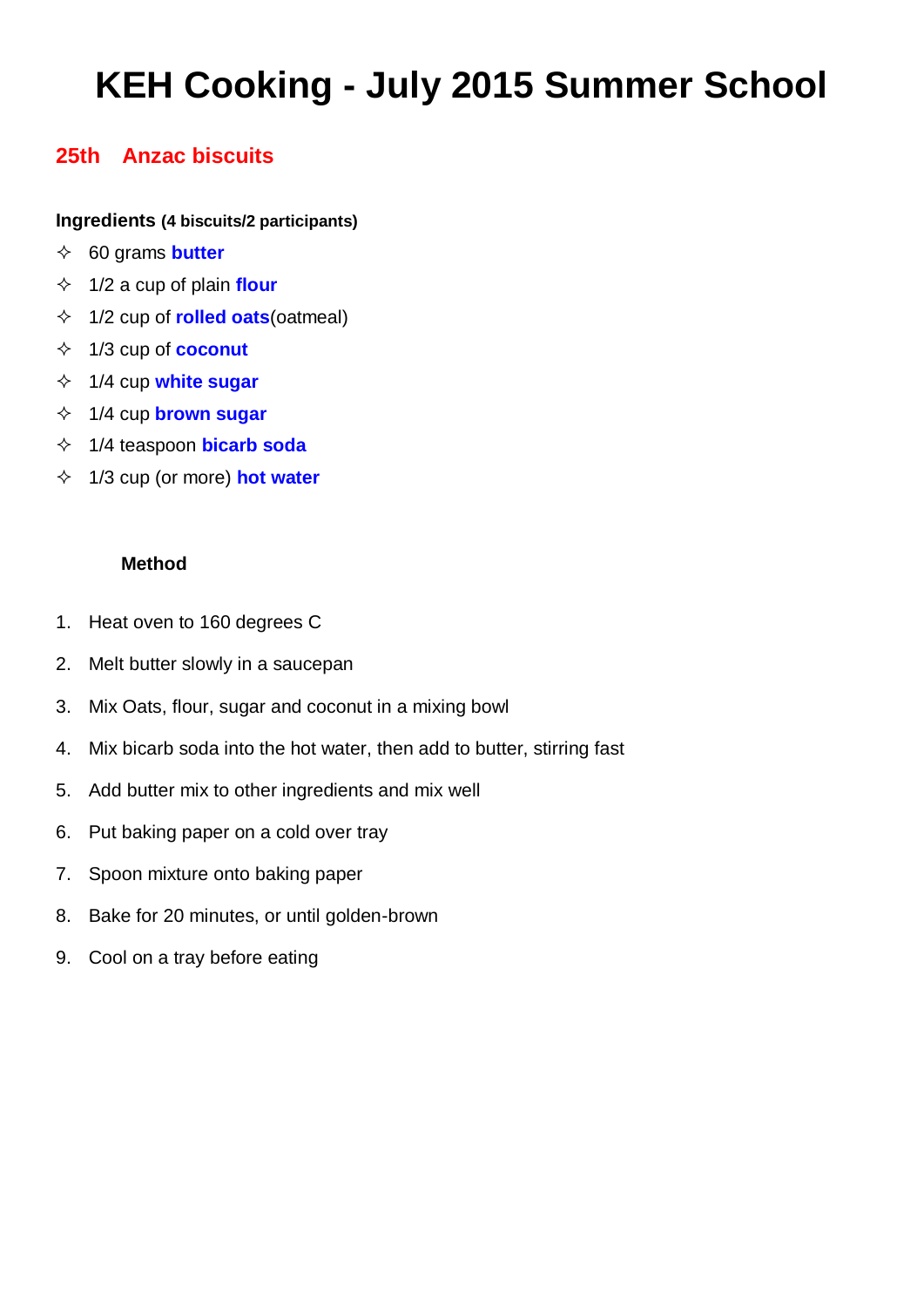# KEH Cooking - July 2015 Summer School

## 25th Anzac biscuits

**Ingredients** **(4 biscuits/2 participants)**

- 60 grams **butter**
- 1/2 a cup of plain **flour**
- 1/2 cup of **rolled oats**(oatmeal)
- 1/3 cup of **coconut**
- 1/4 cup **white sugar**
- 1/4 cup **brown sugar**
- 1/4 teaspoon **bicarb soda**
- 1/3 cup (or more) **hot water**

**Method**

1. Heat oven to 160 degrees C
2. Melt butter slowly in a saucepan
3. Mix Oats, flour, sugar and coconut in a mixing bowl
4. Mix bicarb soda into the hot water, then add to butter, stirring fast
5. Add butter mix to other ingredients and mix well
6. Put baking paper on a cold over tray
7. Spoon mixture onto baking paper
8. Bake for 20 minutes, or until golden-brown
9. Cool on a tray before eating